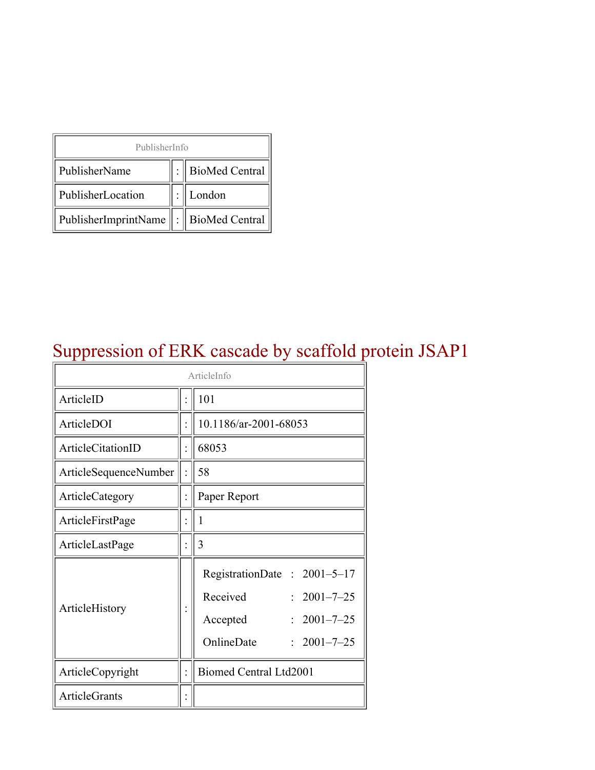| PublisherInfo | | |
|---|---|---|
| PublisherName | : | BioMed Central |
| PublisherLocation | : | London |
| PublisherImprintName | : | BioMed Central |

# Suppression of ERK cascade by scaffold protein JSAP1

| ArticleInfo | | |
|---|---|---|
| ArticleID | : | 101 |
| ArticleDOI | : | 10.1186/ar-2001-68053 |
| ArticleCitationID | : | 68053 |
| ArticleSequenceNumber | : | 58 |
| ArticleCategory | : | Paper Report |
| ArticleFirstPage | : | 1 |
| ArticleLastPage | : | 3 |
| ArticleHistory | : | RegistrationDate : 2001–5–17<br>Received : 2001–7–25<br>Accepted : 2001–7–25<br>OnlineDate : 2001–7–25 |
| ArticleCopyright | : | Biomed Central Ltd2001 |
| ArticleGrants | : | |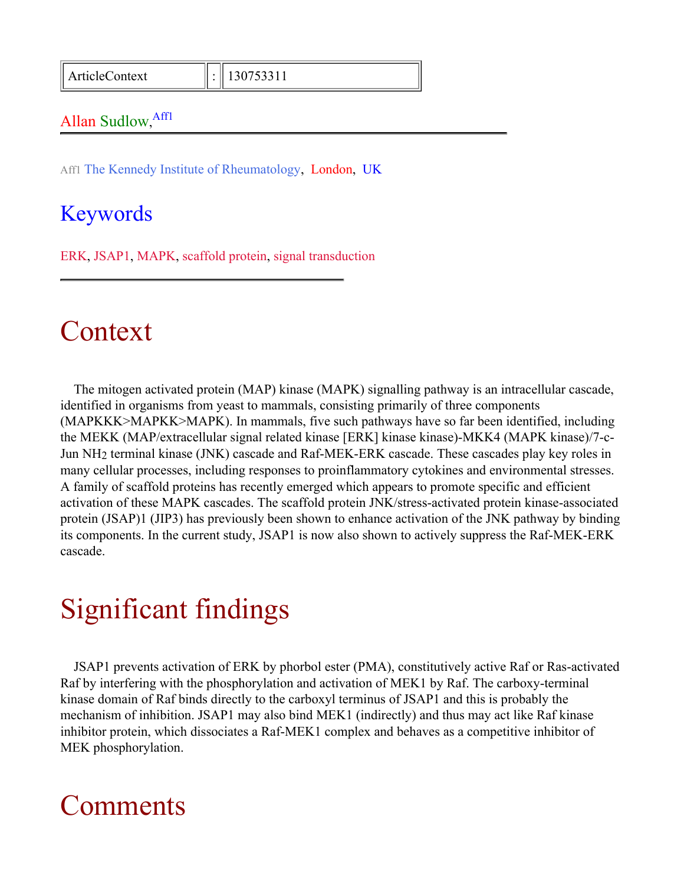| ArticleContext | : | 130753311 |
| --- | --- | --- |

Allan Sudlow,[Aff1]

---

Aff1 The Kennedy Institute of Rheumatology, London, UK

## Keywords

ERK, JSAP1, MAPK, scaffold protein, signal transduction

---

# Context

The mitogen activated protein (MAP) kinase (MAPK) signalling pathway is an intracellular cascade, identified in organisms from yeast to mammals, consisting primarily of three components (MAPKKK>MAPKK>MAPK). In mammals, five such pathways have so far been identified, including the MEKK (MAP/extracellular signal related kinase [ERK] kinase kinase)-MKK4 (MAPK kinase)/7-c-Jun $NH_2$ terminal kinase (JNK) cascade and Raf-MEK-ERK cascade. These cascades play key roles in many cellular processes, including responses to proinflammatory cytokines and environmental stresses. A family of scaffold proteins has recently emerged which appears to promote specific and efficient activation of these MAPK cascades. The scaffold protein JNK/stress-activated protein kinase-associated protein (JSAP)1 (JIP3) has previously been shown to enhance activation of the JNK pathway by binding its components. In the current study, JSAP1 is now also shown to actively suppress the Raf-MEK-ERK cascade.

# Significant findings

JSAP1 prevents activation of ERK by phorbol ester (PMA), constitutively active Raf or Ras-activated Raf by interfering with the phosphorylation and activation of MEK1 by Raf. The carboxy-terminal kinase domain of Raf binds directly to the carboxyl terminus of JSAP1 and this is probably the mechanism of inhibition. JSAP1 may also bind MEK1 (indirectly) and thus may act like Raf kinase inhibitor protein, which dissociates a Raf-MEK1 complex and behaves as a competitive inhibitor of MEK phosphorylation.

# Comments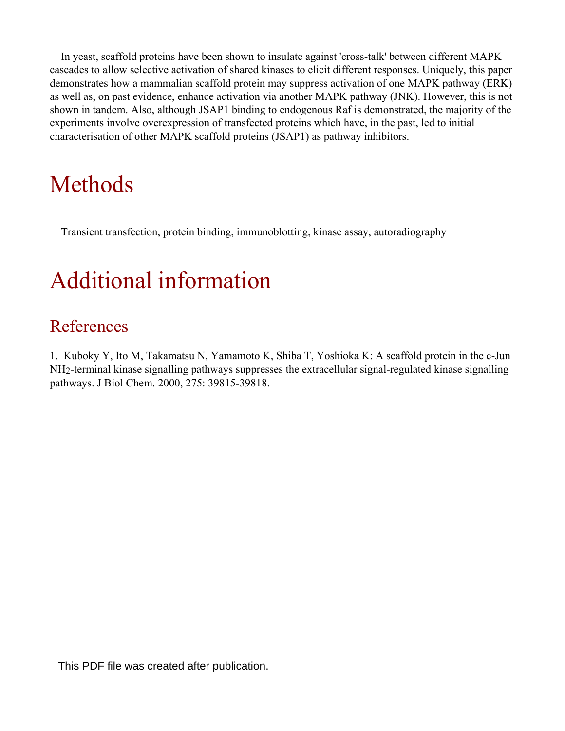In yeast, scaffold proteins have been shown to insulate against 'cross-talk' between different MAPK cascades to allow selective activation of shared kinases to elicit different responses. Uniquely, this paper demonstrates how a mammalian scaffold protein may suppress activation of one MAPK pathway (ERK) as well as, on past evidence, enhance activation via another MAPK pathway (JNK). However, this is not shown in tandem. Also, although JSAP1 binding to endogenous Raf is demonstrated, the majority of the experiments involve overexpression of transfected proteins which have, in the past, led to initial characterisation of other MAPK scaffold proteins (JSAP1) as pathway inhibitors.

# Methods

Transient transfection, protein binding, immunoblotting, kinase assay, autoradiography

# Additional information

## References

1. Kuboky Y, Ito M, Takamatsu N, Yamamoto K, Shiba T, Yoshioka K: A scaffold protein in the c-Jun $NH_2$-terminal kinase signalling pathways suppresses the extracellular signal-regulated kinase signalling pathways. J Biol Chem. 2000, 275: 39815-39818.

This PDF file was created after publication.